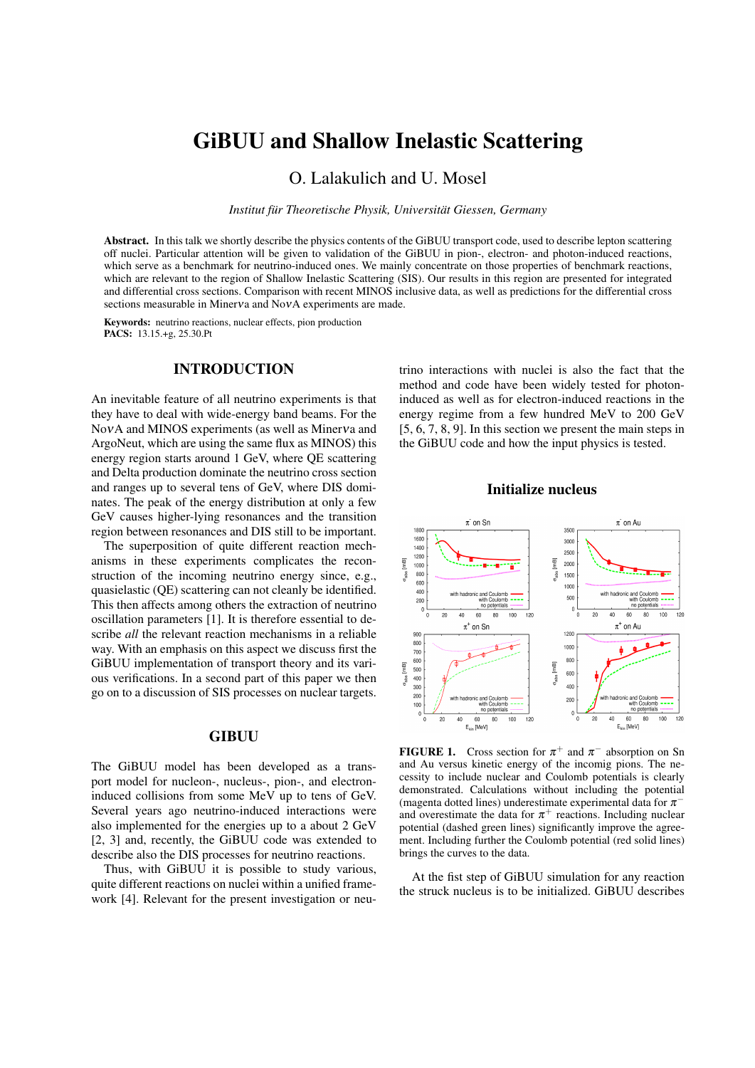# GiBUU and Shallow Inelastic Scattering

O. Lalakulich and U. Mosel

*Institut für Theoretische Physik, Universität Giessen, Germany*

**Abstract.** In this talk we shortly describe the physics contents of the GiBUU transport code, used to describe lepton scattering off nuclei. Particular attention will be given to validation of the GiBUU in pion-, electron- and photon-induced reactions, which serve as a benchmark for neutrino-induced ones. We mainly concentrate on those properties of benchmark reactions, which are relevant to the region of Shallow Inelastic Scattering (SIS). Our results in this region are presented for integrated and differential cross sections. Comparison with recent MINOS inclusive data, as well as predictions for the differential cross sections measurable in Minerνa and NoνA experiments are made.

**Keywords:** neutrino reactions, nuclear effects, pion production
**PACS:** 13.15.+g, 25.30.Pt

## INTRODUCTION

An inevitable feature of all neutrino experiments is that they have to deal with wide-energy band beams. For the NoνA and MINOS experiments (as well as Minerνa and ArgoNeut, which are using the same flux as MINOS) this energy region starts around 1 GeV, where QE scattering and Delta production dominate the neutrino cross section and ranges up to several tens of GeV, where DIS dominates. The peak of the energy distribution at only a few GeV causes higher-lying resonances and the transition region between resonances and DIS still to be important.

The superposition of quite different reaction mechanisms in these experiments complicates the reconstruction of the incoming neutrino energy since, e.g., quasielastic (QE) scattering can not cleanly be identified. This then affects among others the extraction of neutrino oscillation parameters [1]. It is therefore essential to describe *all* the relevant reaction mechanisms in a reliable way. With an emphasis on this aspect we discuss first the GiBUU implementation of transport theory and its various verifications. In a second part of this paper we then go on to a discussion of SIS processes on nuclear targets.

## GIBUU

The GiBUU model has been developed as a transport model for nucleon-, nucleus-, pion-, and electron-induced collisions from some MeV up to tens of GeV. Several years ago neutrino-induced interactions were also implemented for the energies up to a about 2 GeV [2, 3] and, recently, the GiBUU code was extended to describe also the DIS processes for neutrino reactions.

Thus, with GiBUU it is possible to study various, quite different reactions on nuclei within a unified framework [4]. Relevant for the present investigation or neutrino interactions with nuclei is also the fact that the method and code have been widely tested for photon-induced as well as for electron-induced reactions in the energy regime from a few hundred MeV to 200 GeV [5, 6, 7, 8, 9]. In this section we present the main steps in the GiBUU code and how the input physics is tested.

### Initialize nucleus

**FIGURE 1.** Cross section for $\pi^+$ and $\pi^-$ absorption on Sn and Au versus kinetic energy of the incomig pions. The necessity to include nuclear and Coulomb potentials is clearly demonstrated. Calculations without including the potential (magenta dotted lines) underestimate experimental data for $\pi^-$ and overestimate the data for $\pi^+$ reactions. Including nuclear potential (dashed green lines) significantly improve the agreement. Including further the Coulomb potential (red solid lines) brings the curves to the data.

At the fist step of GiBUU simulation for any reaction the struck nucleus is to be initialized. GiBUU describes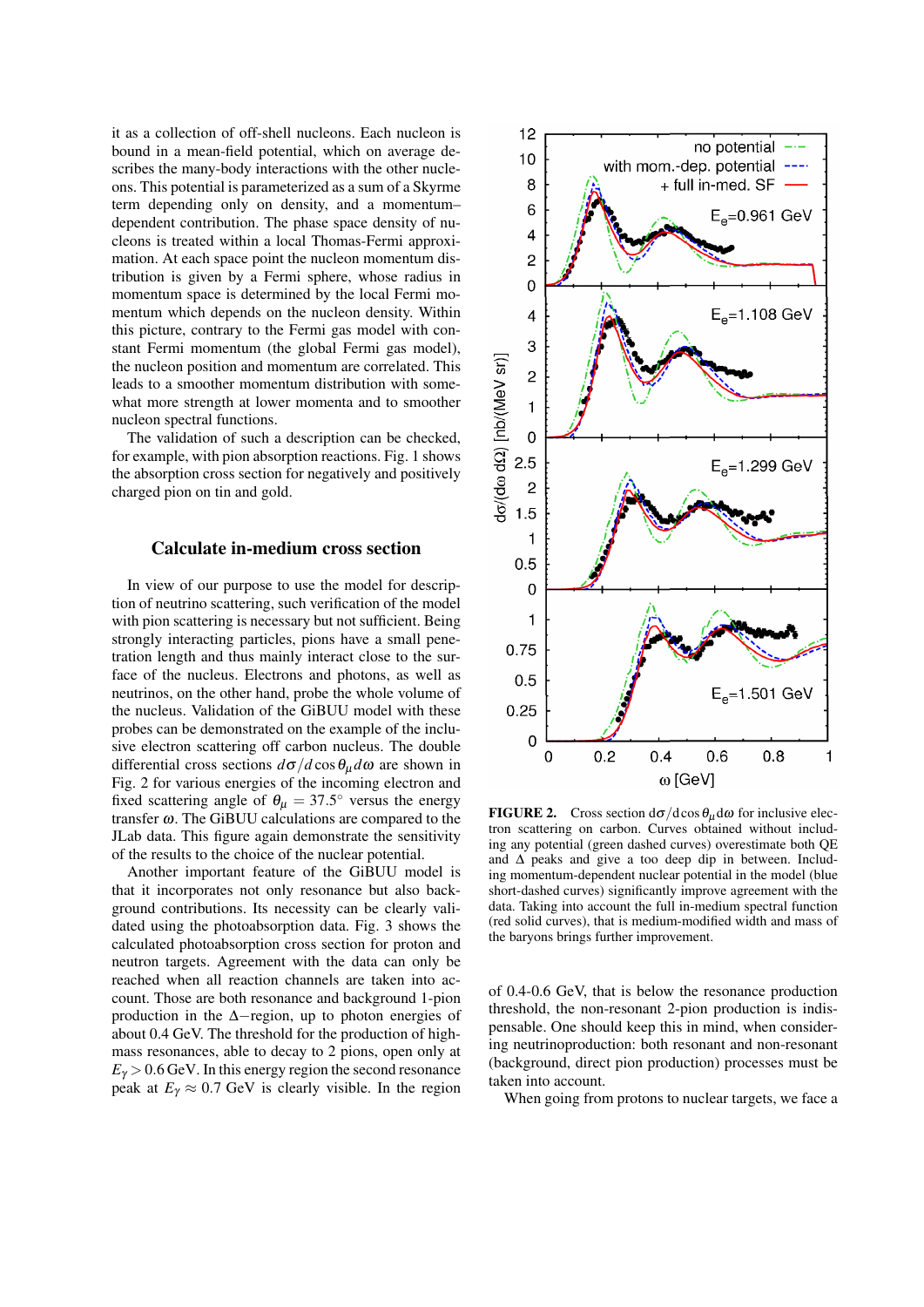it as a collection of off-shell nucleons. Each nucleon is bound in a mean-field potential, which on average describes the many-body interactions with the other nucleons. This potential is parameterized as a sum of a Skyrme term depending only on density, and a momentum–dependent contribution. The phase space density of nucleons is treated within a local Thomas-Fermi approximation. At each space point the nucleon momentum distribution is given by a Fermi sphere, whose radius in momentum space is determined by the local Fermi momentum which depends on the nucleon density. Within this picture, contrary to the Fermi gas model with constant Fermi momentum (the global Fermi gas model), the nucleon position and momentum are correlated. This leads to a smoother momentum distribution with somewhat more strength at lower momenta and to smoother nucleon spectral functions.

The validation of such a description can be checked, for example, with pion absorption reactions. Fig. 1 shows the absorption cross section for negatively and positively charged pion on tin and gold.

## Calculate in-medium cross section

In view of our purpose to use the model for description of neutrino scattering, such verification of the model with pion scattering is necessary but not sufficient. Being strongly interacting particles, pions have a small penetration length and thus mainly interact close to the surface of the nucleus. Electrons and photons, as well as neutrinos, on the other hand, probe the whole volume of the nucleus. Validation of the GiBUU model with these probes can be demonstrated on the example of the inclusive electron scattering off carbon nucleus. The double differential cross sections $d\sigma/d\cos\theta_\mu d\omega$ are shown in Fig. 2 for various energies of the incoming electron and fixed scattering angle of $\theta_\mu = 37.5°$ versus the energy transfer $\omega$. The GiBUU calculations are compared to the JLab data. This figure again demonstrate the sensitivity of the results to the choice of the nuclear potential.

Another important feature of the GiBUU model is that it incorporates not only resonance but also background contributions. Its necessity can be clearly validated using the photoabsorption data. Fig. 3 shows the calculated photoabsorption cross section for proton and neutron targets. Agreement with the data can only be reached when all reaction channels are taken into account. Those are both resonance and background 1-pion production in the $\Delta-$region, up to photon energies of about 0.4 GeV. The threshold for the production of high-mass resonances, able to decay to 2 pions, open only at $E_\gamma > 0.6$ GeV. In this energy region the second resonance peak at $E_\gamma \approx 0.7$ GeV is clearly visible. In the region of 0.4-0.6 GeV, that is below the resonance production threshold, the non-resonant 2-pion production is indispensable. One should keep this in mind, when considering neutrinoproduction: both resonant and non-resonant (background, direct pion production) processes must be taken into account.

When going from protons to nuclear targets, we face a

**FIGURE 2.** Cross section $d\sigma/d\cos\theta_\mu d\omega$ for inclusive electron scattering on carbon. Curves obtained without including any potential (green dashed curves) overestimate both QE and $\Delta$ peaks and give a too deep dip in between. Including momentum-dependent nuclear potential in the model (blue short-dashed curves) significantly improve agreement with the data. Taking into account the full in-medium spectral function (red solid curves), that is medium-modified width and mass of the baryons brings further improvement.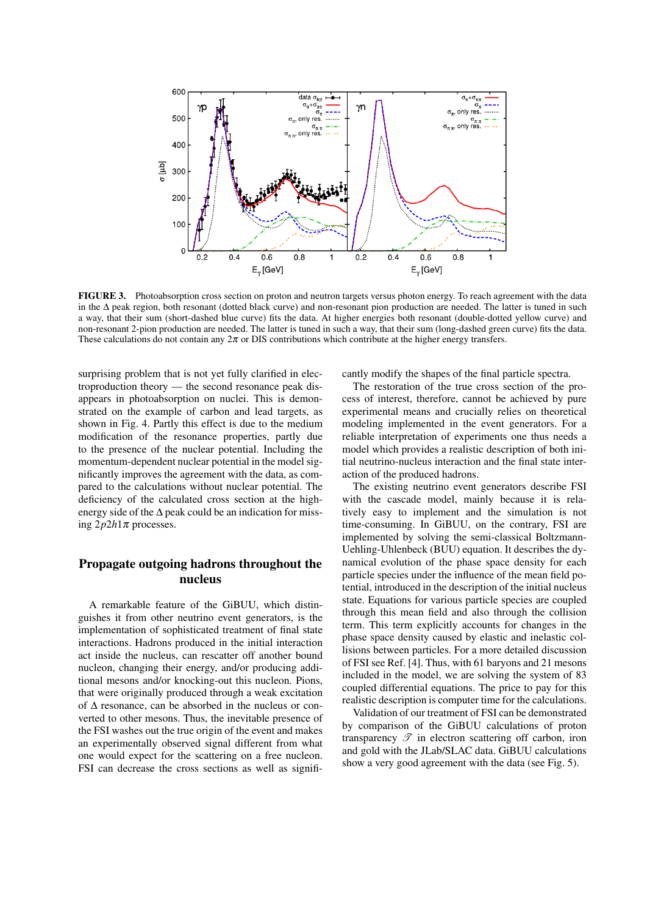**FIGURE 3.** Photoabsorption cross section on proton and neutron targets versus photon energy. To reach agreement with the data in the $\Delta$ peak region, both resonant (dotted black curve) and non-resonant pion production are needed. The latter is tuned in such a way, that their sum (short-dashed blue curve) fits the data. At higher energies both resonant (double-dotted yellow curve) and non-resonant 2-pion production are needed. The latter is tuned in such a way, that their sum (long-dashed green curve) fits the data. These calculations do not contain any $2\pi$ or DIS contributions which contribute at the higher energy transfers.

surprising problem that is not yet fully clarified in electroproduction theory — the second resonance peak disappears in photoabsorption on nuclei. This is demonstrated on the example of carbon and lead targets, as shown in Fig. 4. Partly this effect is due to the medium modification of the resonance properties, partly due to the presence of the nuclear potential. Including the momentum-dependent nuclear potential in the model significantly improves the agreement with the data, as compared to the calculations without nuclear potential. The deficiency of the calculated cross section at the higher-energy side of the $\Delta$ peak could be an indication for missing $2p2h1\pi$ processes.

## Propagate outgoing hadrons throughout the nucleus

A remarkable feature of the GiBUU, which distinguishes it from other neutrino event generators, is the implementation of sophisticated treatment of final state interactions. Hadrons produced in the initial interaction act inside the nucleus, can rescatter off another bound nucleon, changing their energy, and/or producing additional mesons and/or knocking-out this nucleon. Pions, that were originally produced through a weak excitation of $\Delta$ resonance, can be absorbed in the nucleus or converted to other mesons. Thus, the inevitable presence of the FSI washes out the true origin of the event and makes an experimentally observed signal different from what one would expect for the scattering on a free nucleon. FSI can decrease the cross sections as well as significantly modify the shapes of the final particle spectra.

The restoration of the true cross section of the process of interest, therefore, cannot be achieved by pure experimental means and crucially relies on theoretical modeling implemented in the event generators. For a reliable interpretation of experiments one thus needs a model which provides a realistic description of both initial neutrino-nucleus interaction and the final state interaction of the produced hadrons.

The existing neutrino event generators describe FSI with the cascade model, mainly because it is relatively easy to implement and the simulation is not time-consuming. In GiBUU, on the contrary, FSI are implemented by solving the semi-classical Boltzmann-Uehling-Uhlenbeck (BUU) equation. It describes the dynamical evolution of the phase space density for each particle species under the influence of the mean field potential, introduced in the description of the initial nucleus state. Equations for various particle species are coupled through this mean field and also through the collision term. This term explicitly accounts for changes in the phase space density caused by elastic and inelastic collisions between particles. For a more detailed discussion of FSI see Ref. [4]. Thus, with 61 baryons and 21 mesons included in the model, we are solving the system of 83 coupled differential equations. The price to pay for this realistic description is computer time for the calculations.

Validation of our treatment of FSI can be demonstrated by comparison of the GiBUU calculations of proton transparency $\mathscr{T}$ in electron scattering off carbon, iron and gold with the JLab/SLAC data. GiBUU calculations show a very good agreement with the data (see Fig. 5).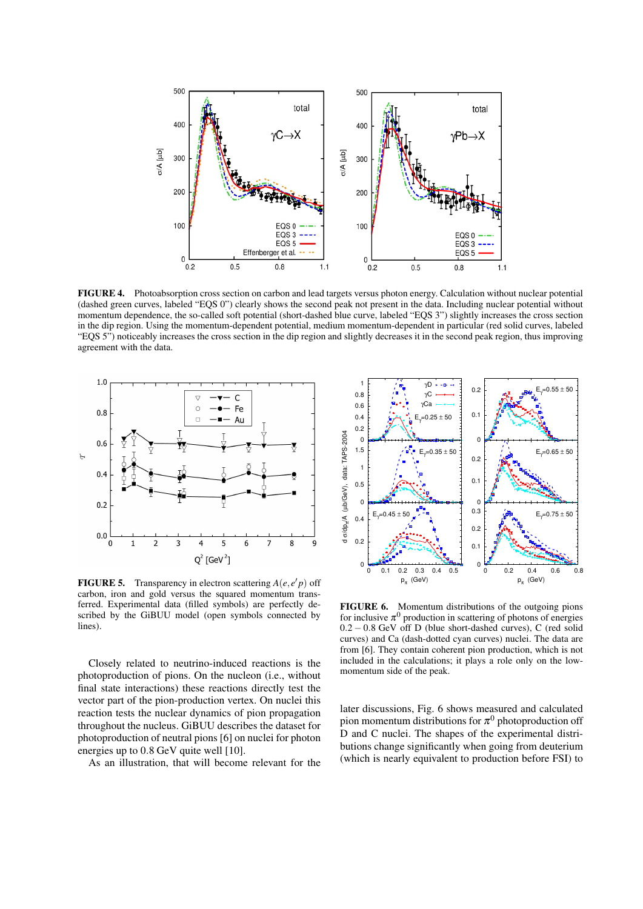**FIGURE 4.** Photoabsorption cross section on carbon and lead targets versus photon energy. Calculation without nuclear potential (dashed green curves, labeled "EQS 0") clearly shows the second peak not present in the data. Including nuclear potential without momentum dependence, the so-called soft potential (short-dashed blue curve, labeled "EQS 3") slightly increases the cross section in the dip region. Using the momentum-dependent potential, medium momentum-dependent in particular (red solid curves, labeled "EQS 5") noticeably increases the cross section in the dip region and slightly decreases it in the second peak region, thus improving agreement with the data.

**FIGURE 5.** Transparency in electron scattering $A(e,e'p)$ off carbon, iron and gold versus the squared momentum transferred. Experimental data (filled symbols) are perfectly described by the GiBUU model (open symbols connected by lines).

**FIGURE 6.** Momentum distributions of the outgoing pions for inclusive $\pi^0$ production in scattering of photons of energies $0.2-0.8$ GeV off D (blue short-dashed curves), C (red solid curves) and Ca (dash-dotted cyan curves) nuclei. The data are from [6]. They contain coherent pion production, which is not included in the calculations; it plays a role only on the low-momentum side of the peak.

Closely related to neutrino-induced reactions is the photoproduction of pions. On the nucleon (i.e., without final state interactions) these reactions directly test the vector part of the pion-production vertex. On nuclei this reaction tests the nuclear dynamics of pion propagation throughout the nucleus. GiBUU describes the dataset for photoproduction of neutral pions [6] on nuclei for photon energies up to 0.8 GeV quite well [10].

As an illustration, that will become relevant for the later discussions, Fig. 6 shows measured and calculated pion momentum distributions for $\pi^0$ photoproduction off D and C nuclei. The shapes of the experimental distributions change significantly when going from deuterium (which is nearly equivalent to production before FSI) to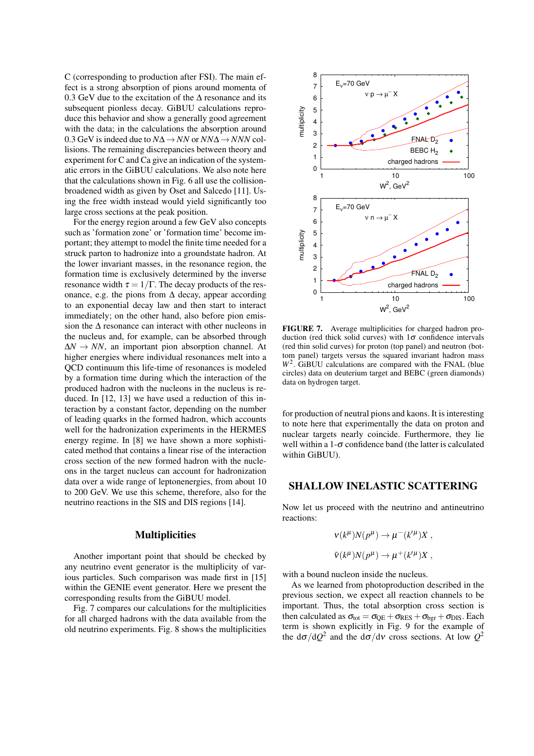C (corresponding to production after FSI). The main effect is a strong absorption of pions around momenta of 0.3 GeV due to the excitation of the $\Delta$ resonance and its subsequent pionless decay. GiBUU calculations reproduce this behavior and show a generally good agreement with the data; in the calculations the absorption around 0.3 GeV is indeed due to $N\Delta \to NN$ or $NN\Delta \to NNN$ collisions. The remaining discrepancies between theory and experiment for C and Ca give an indication of the systematic errors in the GiBUU calculations. We also note here that the calculations shown in Fig. 6 all use the collision-broadened width as given by Oset and Salcedo [11]. Using the free width instead would yield significantly too large cross sections at the peak position.

For the energy region around a few GeV also concepts such as 'formation zone' or 'formation time' become important; they attempt to model the finite time needed for a struck parton to hadronize into a groundstate hadron. At the lower invariant masses, in the resonance region, the formation time is exclusively determined by the inverse resonance width $\tau = 1/\Gamma$. The decay products of the resonance, e.g. the pions from $\Delta$ decay, appear according to an exponential decay law and then start to interact immediately; on the other hand, also before pion emission the $\Delta$ resonance can interact with other nucleons in the nucleus and, for example, can be absorbed through $\Delta N \to NN$, an important pion absorption channel. At higher energies where individual resonances melt into a QCD continuum this life-time of resonances is modeled by a formation time during which the interaction of the produced hadron with the nucleons in the nucleus is reduced. In [12, 13] we have used a reduction of this interaction by a constant factor, depending on the number of leading quarks in the formed hadron, which accounts well for the hadronization experiments in the HERMES energy regime. In [8] we have shown a more sophisticated method that contains a linear rise of the interaction cross section of the new formed hadron with the nucleons in the target nucleus can account for hadronization data over a wide range of leptonenergies, from about 10 to 200 GeV. We use this scheme, therefore, also for the neutrino reactions in the SIS and DIS regions [14].

### Multiplicities

Another important point that should be checked by any neutrino event generator is the multiplicity of various particles. Such comparison was made first in [15] within the GENIE event generator. Here we present the corresponding results from the GiBUU model.

Fig. 7 compares our calculations for the multiplicities for all charged hadrons with the data available from the old neutrino experiments. Fig. 8 shows the multiplicities for production of neutral pions and kaons. It is interesting to note here that experimentally the data on proton and nuclear targets nearly coincide. Furthermore, they lie well within a 1-$\sigma$ confidence band (the latter is calculated within GiBUU).

**FIGURE 7.** Average multiplicities for charged hadron production (red thick solid curves) with $1\sigma$ confidence intervals (red thin solid curves) for proton (top panel) and neutron (bottom panel) targets versus the squared invariant hadron mass $W^2$. GiBUU calculations are compared with the FNAL (blue circles) data on deuterium target and BEBC (green diamonds) data on hydrogen target.

## SHALLOW INELASTIC SCATTERING

Now let us proceed with the neutrino and antineutrino reactions:

$$\nu(k^\mu)N(p^\mu) \to \mu^-(k'^\mu)X \ ,$$

$$\bar{\nu}(k^\mu)N(p^\mu) \to \mu^+(k'^\mu)X \ ,$$

with a bound nucleon inside the nucleus.

As we learned from photoproduction described in the previous section, we expect all reaction channels to be important. Thus, the total absorption cross section is then calculated as $\sigma_{\rm tot} = \sigma_{\rm QE} + \sigma_{\rm RES} + \sigma_{\rm bgr} + \sigma_{\rm DIS}$. Each term is shown explicitly in Fig. 9 for the example of the $d\sigma/dQ^2$ and the $d\sigma/d\nu$ cross sections. At low $Q^2$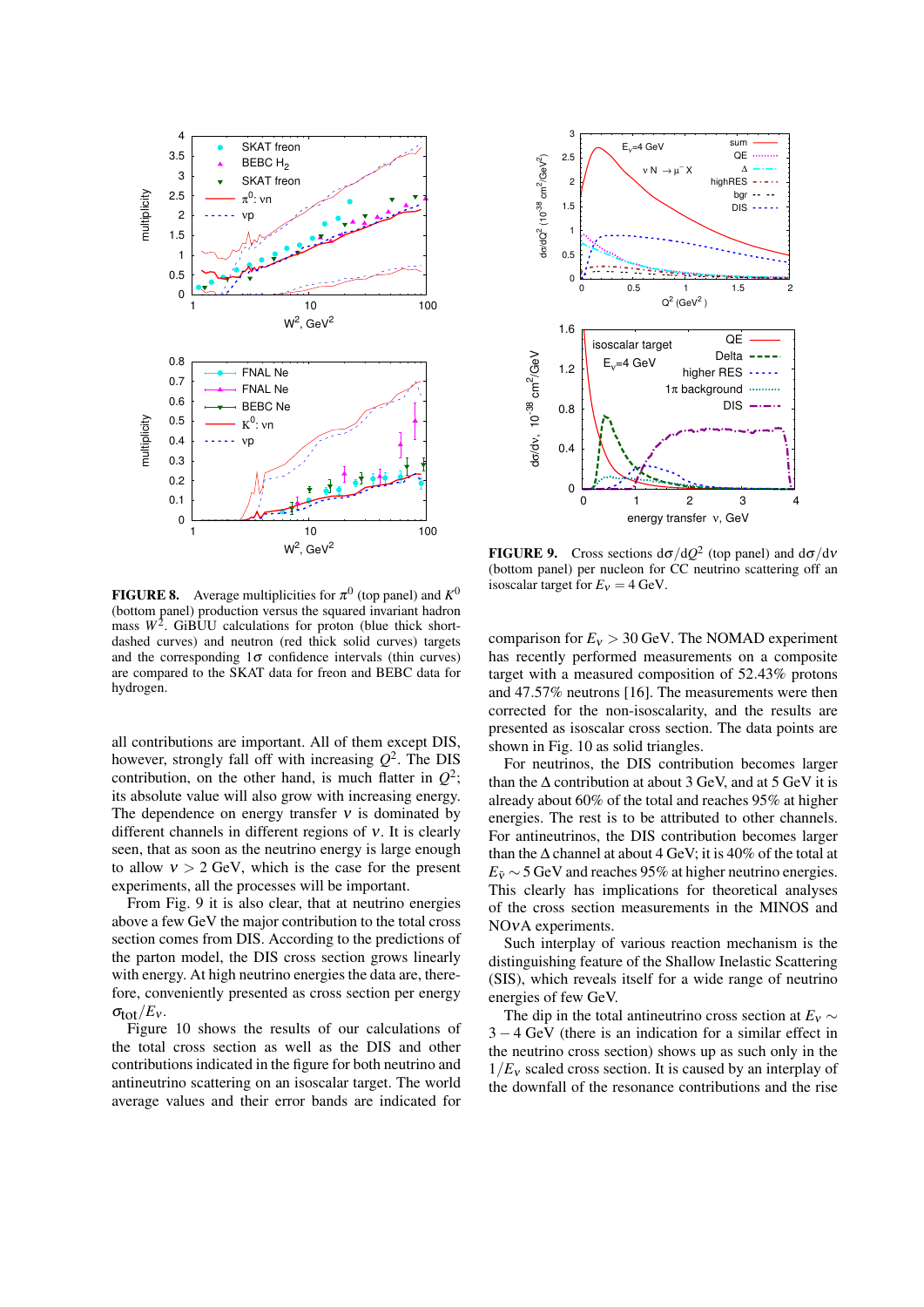**FIGURE 8.** Average multiplicities for $\pi^0$ (top panel) and $K^0$ (bottom panel) production versus the squared invariant hadron mass $W^2$. GiBUU calculations for proton (blue thick short-dashed curves) and neutron (red thick solid curves) targets and the corresponding $1\sigma$ confidence intervals (thin curves) are compared to the SKAT data for freon and BEBC data for hydrogen.

all contributions are important. All of them except DIS, however, strongly fall off with increasing $Q^2$. The DIS contribution, on the other hand, is much flatter in $Q^2$; its absolute value will also grow with increasing energy. The dependence on energy transfer $\nu$ is dominated by different channels in different regions of $\nu$. It is clearly seen, that as soon as the neutrino energy is large enough to allow $\nu > 2$ GeV, which is the case for the present experiments, all the processes will be important.

From Fig. 9 it is also clear, that at neutrino energies above a few GeV the major contribution to the total cross section comes from DIS. According to the predictions of the parton model, the DIS cross section grows linearly with energy. At high neutrino energies the data are, therefore, conveniently presented as cross section per energy $\sigma_{\rm tot}/E_\nu$.

Figure 10 shows the results of our calculations of the total cross section as well as the DIS and other contributions indicated in the figure for both neutrino and antineutrino scattering on an isoscalar target. The world average values and their error bands are indicated for

**FIGURE 9.** Cross sections $d\sigma/dQ^2$ (top panel) and $d\sigma/d\nu$ (bottom panel) per nucleon for CC neutrino scattering off an isoscalar target for $E_\nu = 4$ GeV.

comparison for $E_\nu > 30$ GeV. The NOMAD experiment has recently performed measurements on a composite target with a measured composition of 52.43% protons and 47.57% neutrons [16]. The measurements were then corrected for the non-isoscalarity, and the results are presented as isoscalar cross section. The data points are shown in Fig. 10 as solid triangles.

For neutrinos, the DIS contribution becomes larger than the $\Delta$ contribution at about 3 GeV, and at 5 GeV it is already about 60% of the total and reaches 95% at higher energies. The rest is to be attributed to other channels. For antineutrinos, the DIS contribution becomes larger than the $\Delta$ channel at about 4 GeV; it is 40% of the total at $E_{\bar{\nu}} \sim 5$ GeV and reaches 95% at higher neutrino energies. This clearly has implications for theoretical analyses of the cross section measurements in the MINOS and NO$\nu$A experiments.

Such interplay of various reaction mechanism is the distinguishing feature of the Shallow Inelastic Scattering (SIS), which reveals itself for a wide range of neutrino energies of few GeV.

The dip in the total antineutrino cross section at $E_\nu \sim 3-4$ GeV (there is an indication for a similar effect in the neutrino cross section) shows up as such only in the $1/E_\nu$ scaled cross section. It is caused by an interplay of the downfall of the resonance contributions and the rise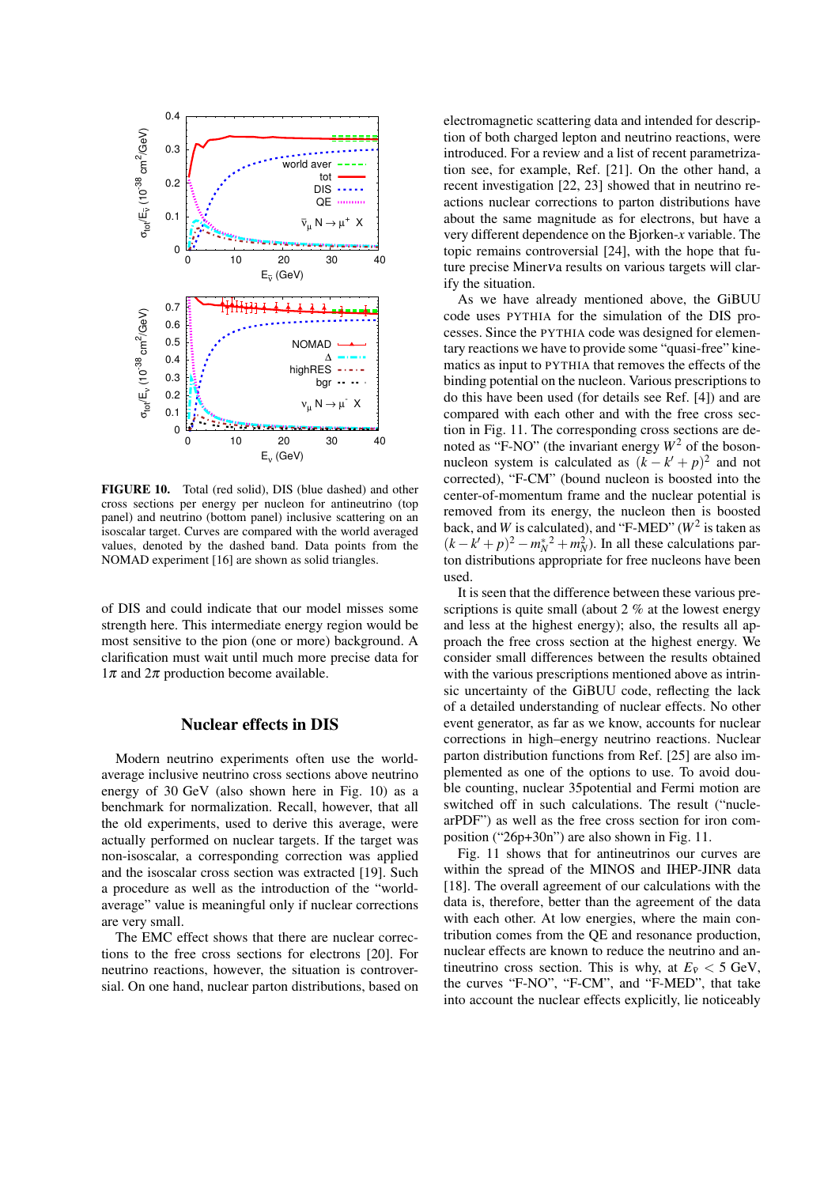**FIGURE 10.** Total (red solid), DIS (blue dashed) and other cross sections per energy per nucleon for antineutrino (top panel) and neutrino (bottom panel) inclusive scattering on an isoscalar target. Curves are compared with the world averaged values, denoted by the dashed band. Data points from the NOMAD experiment [16] are shown as solid triangles.

of DIS and could indicate that our model misses some strength here. This intermediate energy region would be most sensitive to the pion (one or more) background. A clarification must wait until much more precise data for $1\pi$ and $2\pi$ production become available.

## Nuclear effects in DIS

Modern neutrino experiments often use the world-average inclusive neutrino cross sections above neutrino energy of 30 GeV (also shown here in Fig. 10) as a benchmark for normalization. Recall, however, that all the old experiments, used to derive this average, were actually performed on nuclear targets. If the target was non-isoscalar, a corresponding correction was applied and the isoscalar cross section was extracted [19]. Such a procedure as well as the introduction of the "world-average" value is meaningful only if nuclear corrections are very small.

The EMC effect shows that there are nuclear corrections to the free cross sections for electrons [20]. For neutrino reactions, however, the situation is controversial. On one hand, nuclear parton distributions, based on electromagnetic scattering data and intended for description of both charged lepton and neutrino reactions, were introduced. For a review and a list of recent parametrization see, for example, Ref. [21]. On the other hand, a recent investigation [22, 23] showed that in neutrino reactions nuclear corrections to parton distributions have about the same magnitude as for electrons, but have a very different dependence on the Bjorken-$x$ variable. The topic remains controversial [24], with the hope that future precise Miner$\nu$a results on various targets will clarify the situation.

As we have already mentioned above, the GiBUU code uses PYTHIA for the simulation of the DIS processes. Since the PYTHIA code was designed for elementary reactions we have to provide some "quasi-free" kinematics as input to PYTHIA that removes the effects of the binding potential on the nucleon. Various prescriptions to do this have been used (for details see Ref. [4]) and are compared with each other and with the free cross section in Fig. 11. The corresponding cross sections are denoted as "F-NO" (the invariant energy $W^2$ of the boson-nucleon system is calculated as $(k-k'+p)^2$ and not corrected), "F-CM" (bound nucleon is boosted into the center-of-momentum frame and the nuclear potential is removed from its energy, the nucleon then is boosted back, and $W$ is calculated), and "F-MED" ($W^2$ is taken as $(k-k'+p)^2 - m_N^{*\,2} + m_N^2$). In all these calculations parton distributions appropriate for free nucleons have been used.

It is seen that the difference between these various prescriptions is quite small (about 2 % at the lowest energy and less at the highest energy); also, the results all approach the free cross section at the highest energy. We consider small differences between the results obtained with the various prescriptions mentioned above as intrinsic uncertainty of the GiBUU code, reflecting the lack of a detailed understanding of nuclear effects. No other event generator, as far as we know, accounts for nuclear corrections in high–energy neutrino reactions. Nuclear parton distribution functions from Ref. [25] are also implemented as one of the options to use. To avoid double counting, nuclear 35potential and Fermi motion are switched off in such calculations. The result ("nuclearPDF") as well as the free cross section for iron composition ("26p+30n") are also shown in Fig. 11.

Fig. 11 shows that for antineutrinos our curves are within the spread of the MINOS and IHEP-JINR data [18]. The overall agreement of our calculations with the data is, therefore, better than the agreement of the data with each other. At low energies, where the main contribution comes from the QE and resonance production, nuclear effects are known to reduce the neutrino and antineutrino cross section. This is why, at $E_{\bar{\nu}} < 5$ GeV, the curves "F-NO", "F-CM", and "F-MED", that take into account the nuclear effects explicitly, lie noticeably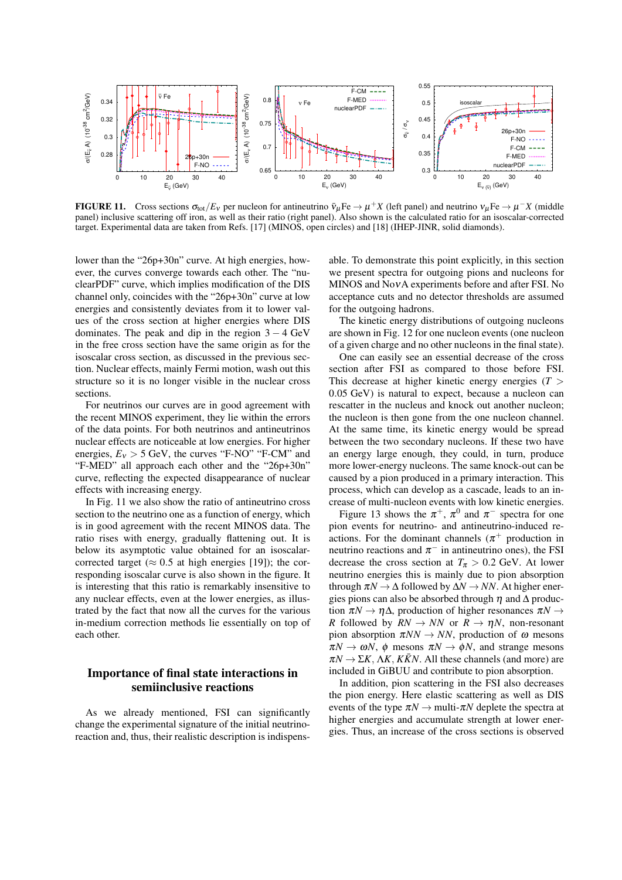**FIGURE 11.** Cross sections $\sigma_{\rm tot}/E_\nu$ per nucleon for antineutrino $\bar{\nu}_\mu {\rm Fe} \to \mu^+ X$ (left panel) and neutrino $\nu_\mu {\rm Fe} \to \mu^- X$ (middle panel) inclusive scattering off iron, as well as their ratio (right panel). Also shown is the calculated ratio for an isoscalar-corrected target. Experimental data are taken from Refs. [17] (MINOS, open circles) and [18] (IHEP-JINR, solid diamonds).

lower than the "26p+30n" curve. At high energies, however, the curves converge towards each other. The "nuclearPDF" curve, which implies modification of the DIS channel only, coincides with the "26p+30n" curve at low energies and consistently deviates from it to lower values of the cross section at higher energies where DIS dominates. The peak and dip in the region $3-4$ GeV in the free cross section have the same origin as for the isoscalar cross section, as discussed in the previous section. Nuclear effects, mainly Fermi motion, wash out this structure so it is no longer visible in the nuclear cross sections.

For neutrinos our curves are in good agreement with the recent MINOS experiment, they lie within the errors of the data points. For both neutrinos and antineutrinos nuclear effects are noticeable at low energies. For higher energies, $E_\nu > 5$ GeV, the curves "F-NO" "F-CM" and "F-MED" all approach each other and the "26p+30n" curve, reflecting the expected disappearance of nuclear effects with increasing energy.

In Fig. 11 we also show the ratio of antineutrino cross section to the neutrino one as a function of energy, which is in good agreement with the recent MINOS data. The ratio rises with energy, gradually flattening out. It is below its asymptotic value obtained for an isoscalar-corrected target ($\approx 0.5$ at high energies [19]); the corresponding isoscalar curve is also shown in the figure. It is interesting that this ratio is remarkably insensitive to any nuclear effects, even at the lower energies, as illustrated by the fact that now all the curves for the various in-medium correction methods lie essentially on top of each other.

## Importance of final state interactions in semiinclusive reactions

As we already mentioned, FSI can significantly change the experimental signature of the initial neutrino-reaction and, thus, their realistic description is indispensable. To demonstrate this point explicitly, in this section we present spectra for outgoing pions and nucleons for MINOS and NO$\nu$A experiments before and after FSI. No acceptance cuts and no detector thresholds are assumed for the outgoing hadrons.

The kinetic energy distributions of outgoing nucleons are shown in Fig. 12 for one nucleon events (one nucleon of a given charge and no other nucleons in the final state).

One can easily see an essential decrease of the cross section after FSI as compared to those before FSI. This decrease at higher kinetic energy energies ($T > 0.05$ GeV) is natural to expect, because a nucleon can rescatter in the nucleus and knock out another nucleon; the nucleon is then gone from the one nucleon channel. At the same time, its kinetic energy would be spread between the two secondary nucleons. If these two have an energy large enough, they could, in turn, produce more lower-energy nucleons. The same knock-out can be caused by a pion produced in a primary interaction. This process, which can develop as a cascade, leads to an increase of multi-nucleon events with low kinetic energies.

Figure 13 shows the $\pi^+$, $\pi^0$ and $\pi^-$ spectra for one pion events for neutrino- and antineutrino-induced reactions. For the dominant channels ($\pi^+$ production in neutrino reactions and $\pi^-$ in antineutrino ones), the FSI decrease the cross section at $T_\pi > 0.2$ GeV. At lower neutrino energies this is mainly due to pion absorption through $\pi N \to \Delta$ followed by $\Delta N \to NN$. At higher energies pions can also be absorbed through $\eta$ and $\Delta$ production $\pi N \to \eta \Delta$, production of higher resonances $\pi N \to R$ followed by $RN \to NN$ or $R \to \eta N$, non-resonant pion absorption $\pi NN \to NN$, production of $\omega$ mesons $\pi N \to \omega N$, $\phi$ mesons $\pi N \to \phi N$, and strange mesons $\pi N \to \Sigma K$, $\Lambda K$, $K\bar{K}N$. All these channels (and more) are included in GiBUU and contribute to pion absorption.

In addition, pion scattering in the FSI also decreases the pion energy. Here elastic scattering as well as DIS events of the type $\pi N \to$ multi-$\pi N$ deplete the spectra at higher energies and accumulate strength at lower energies. Thus, an increase of the cross sections is observed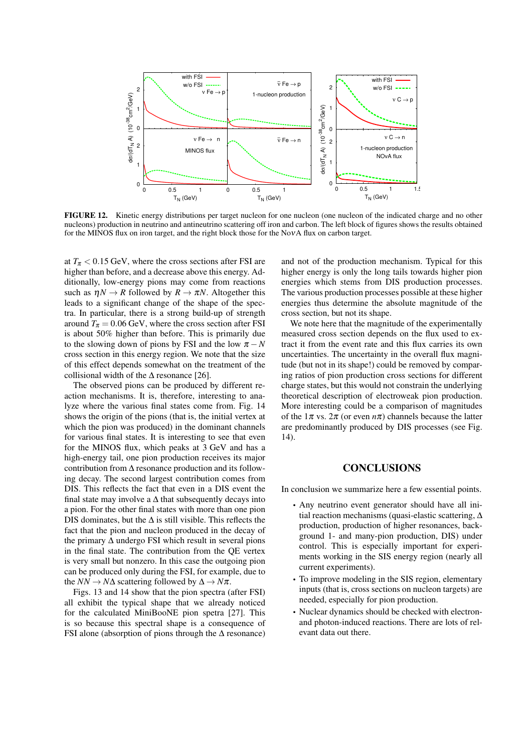**FIGURE 12.** Kinetic energy distributions per target nucleon for one nucleon (one nucleon of the indicated charge and no other nucleons) production in neutrino and antineutrino scattering off iron and carbon. The left block of figures shows the results obtained for the MINOS flux on iron target, and the right block those for the NO$\nu$A flux on carbon target.

at $T_\pi < 0.15$ GeV, where the cross sections after FSI are higher than before, and a decrease above this energy. Additionally, low-energy pions may come from reactions such as $\eta N \to R$ followed by $R \to \pi N$. Altogether this leads to a significant change of the shape of the spectra. In particular, there is a strong build-up of strength around $T_\pi = 0.06$ GeV, where the cross section after FSI is about 50% higher than before. This is primarily due to the slowing down of pions by FSI and the low $\pi - N$ cross section in this energy region. We note that the size of this effect depends somewhat on the treatment of the collisional width of the $\Delta$ resonance [26].

The observed pions can be produced by different reaction mechanisms. It is, therefore, interesting to analyze where the various final states come from. Fig. 14 shows the origin of the pions (that is, the initial vertex at which the pion was produced) in the dominant channels for various final states. It is interesting to see that even for the MINOS flux, which peaks at 3 GeV and has a high-energy tail, one pion production receives its major contribution from $\Delta$ resonance production and its following decay. The second largest contribution comes from DIS. This reflects the fact that even in a DIS event the final state may involve a $\Delta$ that subsequently decays into a pion. For the other final states with more than one pion DIS dominates, but the $\Delta$ is still visible. This reflects the fact that the pion and nucleon produced in the decay of the primary $\Delta$ undergo FSI which result in several pions in the final state. The contribution from the QE vertex is very small but nonzero. In this case the outgoing pion can be produced only during the FSI, for example, due to the $NN \to N\Delta$ scattering followed by $\Delta \to N\pi$.

Figs. 13 and 14 show that the pion spectra (after FSI) all exhibit the typical shape that we already noticed for the calculated MiniBooNE pion spetra [27]. This is so because this spectral shape is a consequence of FSI alone (absorption of pions through the $\Delta$ resonance) and not of the production mechanism. Typical for this higher energy is only the long tails towards higher pion energies which stems from DIS production processes. The various production processes possible at these higher energies thus determine the absolute magnitude of the cross section, but not its shape.

We note here that the magnitude of the experimentally measured cross section depends on the flux used to extract it from the event rate and this flux carries its own uncertainties. The uncertainty in the overall flux magnitude (but not in its shape!) could be removed by comparing ratios of pion production cross sections for different charge states, but this would not constrain the underlying theoretical description of electroweak pion production. More interesting could be a comparison of magnitudes of the $1\pi$ vs. $2\pi$ (or even $n\pi$) channels because the latter are predominantly produced by DIS processes (see Fig. 14).

## CONCLUSIONS

In conclusion we summarize here a few essential points.

- Any neutrino event generator should have all initial reaction mechanisms (quasi-elastic scattering, $\Delta$ production, production of higher resonances, background 1- and many-pion production, DIS) under control. This is especially important for experiments working in the SIS energy region (nearly all current experiments).
- To improve modeling in the SIS region, elementary inputs (that is, cross sections on nucleon targets) are needed, especially for pion production.
- Nuclear dynamics should be checked with electron- and photon-induced reactions. There are lots of relevant data out there.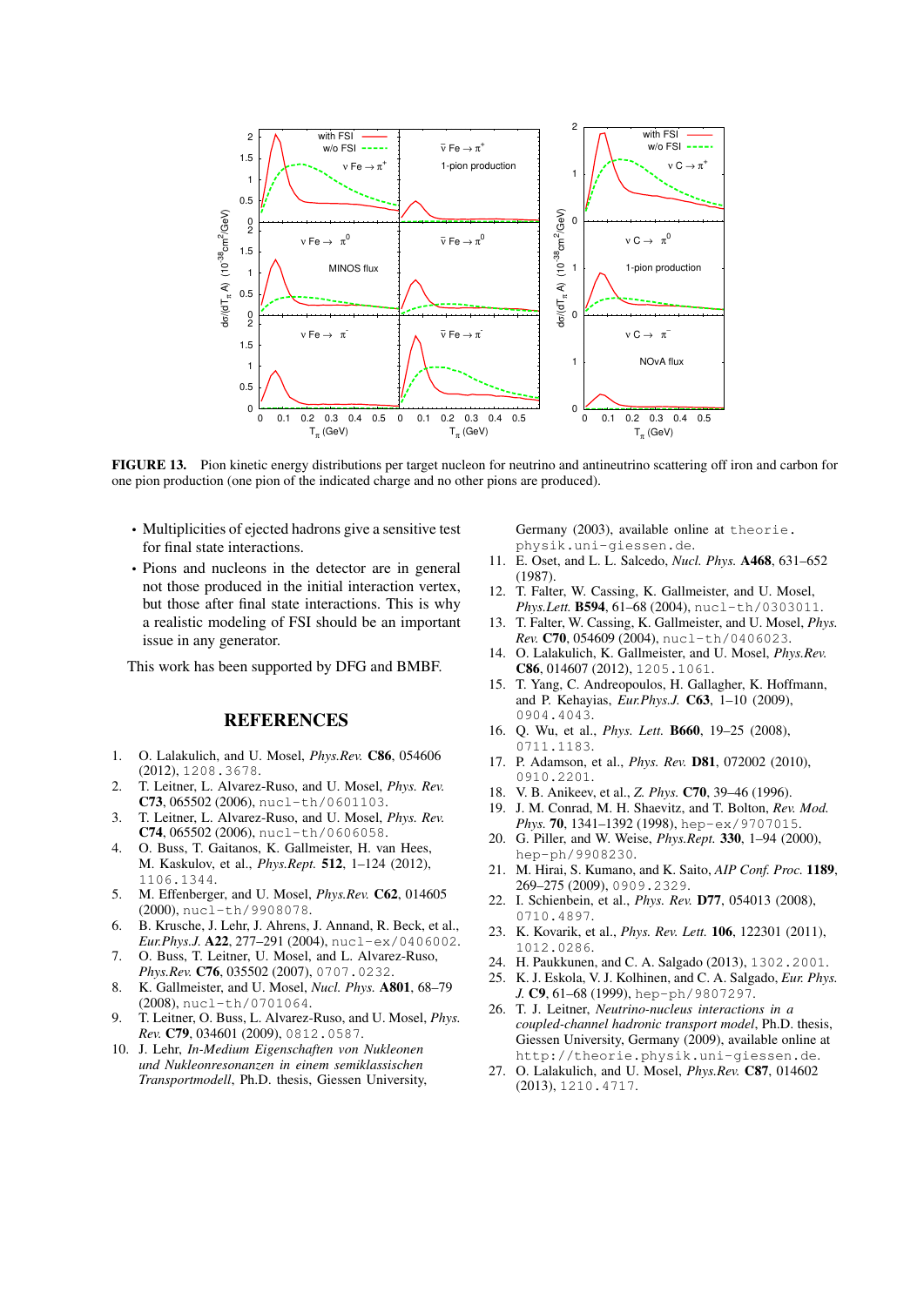**FIGURE 13.** Pion kinetic energy distributions per target nucleon for neutrino and antineutrino scattering off iron and carbon for one pion production (one pion of the indicated charge and no other pions are produced).

- Multiplicities of ejected hadrons give a sensitive test for final state interactions.
- Pions and nucleons in the detector are in general not those produced in the initial interaction vertex, but those after final state interactions. This is why a realistic modeling of FSI should be an important issue in any generator.

This work has been supported by DFG and BMBF.

## REFERENCES

1. O. Lalakulich, and U. Mosel, *Phys.Rev.* **C86**, 054606 (2012), 1208.3678.
2. T. Leitner, L. Alvarez-Ruso, and U. Mosel, *Phys. Rev.* **C73**, 065502 (2006), nucl-th/0601103.
3. T. Leitner, L. Alvarez-Ruso, and U. Mosel, *Phys. Rev.* **C74**, 065502 (2006), nucl-th/0606058.
4. O. Buss, T. Gaitanos, K. Gallmeister, H. van Hees, M. Kaskulov, et al., *Phys.Rept.* **512**, 1–124 (2012), 1106.1344.
5. M. Effenberger, and U. Mosel, *Phys.Rev.* **C62**, 014605 (2000), nucl-th/9908078.
6. B. Krusche, J. Lehr, J. Ahrens, J. Annand, R. Beck, et al., *Eur.Phys.J.* **A22**, 277–291 (2004), nucl-ex/0406002.
7. O. Buss, T. Leitner, U. Mosel, and L. Alvarez-Ruso, *Phys.Rev.* **C76**, 035502 (2007), 0707.0232.
8. K. Gallmeister, and U. Mosel, *Nucl. Phys.* **A801**, 68–79 (2008), nucl-th/0701064.
9. T. Leitner, O. Buss, L. Alvarez-Ruso, and U. Mosel, *Phys. Rev.* **C79**, 034601 (2009), 0812.0587.
10. J. Lehr, *In-Medium Eigenschaften von Nukleonen und Nukleonresonanzen in einem semiklassischen Transportmodell*, Ph.D. thesis, Giessen University, Germany (2003), available online at theorie.physik.uni-giessen.de.
11. E. Oset, and L. L. Salcedo, *Nucl. Phys.* **A468**, 631–652 (1987).
12. T. Falter, W. Cassing, K. Gallmeister, and U. Mosel, *Phys.Lett.* **B594**, 61–68 (2004), nucl-th/0303011.
13. T. Falter, W. Cassing, K. Gallmeister, and U. Mosel, *Phys. Rev.* **C70**, 054609 (2004), nucl-th/0406023.
14. O. Lalakulich, K. Gallmeister, and U. Mosel, *Phys.Rev.* **C86**, 014607 (2012), 1205.1061.
15. T. Yang, C. Andreopoulos, H. Gallagher, K. Hoffmann, and P. Kehayias, *Eur.Phys.J.* **C63**, 1–10 (2009), 0904.4043.
16. Q. Wu, et al., *Phys. Lett.* **B660**, 19–25 (2008), 0711.1183.
17. P. Adamson, et al., *Phys. Rev.* **D81**, 072002 (2010), 0910.2201.
18. V. B. Anikeev, et al., *Z. Phys.* **C70**, 39–46 (1996).
19. J. M. Conrad, M. H. Shaevitz, and T. Bolton, *Rev. Mod. Phys.* **70**, 1341–1392 (1998), hep-ex/9707015.
20. G. Piller, and W. Weise, *Phys.Rept.* **330**, 1–94 (2000), hep-ph/9908230.
21. M. Hirai, S. Kumano, and K. Saito, *AIP Conf. Proc.* **1189**, 269–275 (2009), 0909.2329.
22. I. Schienbein, et al., *Phys. Rev.* **D77**, 054013 (2008), 0710.4897.
23. K. Kovarik, et al., *Phys. Rev. Lett.* **106**, 122301 (2011), 1012.0286.
24. H. Paukkunen, and C. A. Salgado (2013), 1302.2001.
25. K. J. Eskola, V. J. Kolhinen, and C. A. Salgado, *Eur. Phys. J.* **C9**, 61–68 (1999), hep-ph/9807297.
26. T. J. Leitner, *Neutrino-nucleus interactions in a coupled-channel hadronic transport model*, Ph.D. thesis, Giessen University, Germany (2009), available online at http://theorie.physik.uni-giessen.de.
27. O. Lalakulich, and U. Mosel, *Phys.Rev.* **C87**, 014602 (2013), 1210.4717.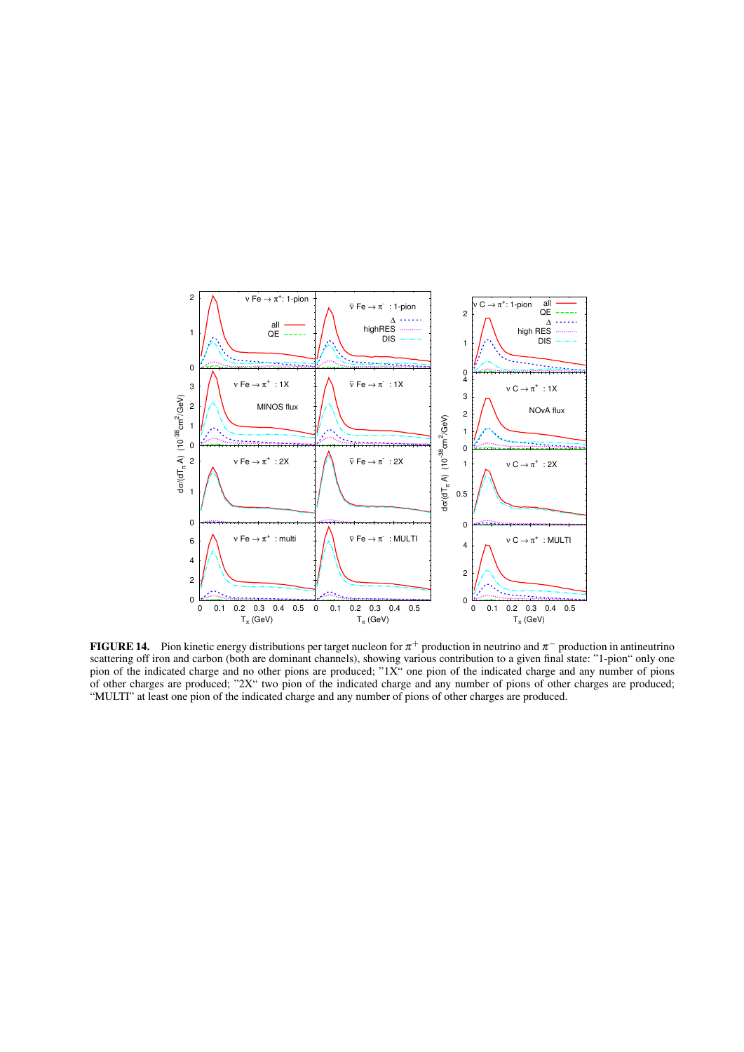ν Fe → π⁺: 1-pion

all

QE

ν̄ Fe → π⁻ : 1-pion

Δ

highRES

DIS

ν C → π⁺: 1-pion

all

QE

Δ

high RES

DIS

ν Fe → π⁺ : 1X

MINOS flux

ν̄ Fe → π⁻ : 1X

ν C → π⁺ : 1X

NOvA flux

ν Fe → π⁺ : 2X

ν̄ Fe → π⁻ : 2X

ν C → π⁺ : 2X

ν Fe → π⁺ : multi

ν̄ Fe → π⁻ : MULTI

ν C → π⁺ : MULTI

dσ/(dT_π A) (10^-38 cm²/GeV)

T_π (GeV)

0 0.1 0.2 0.3 0.4 0.5

**FIGURE 14.** Pion kinetic energy distributions per target nucleon for $\pi^+$ production in neutrino and $\pi^-$ production in antineutrino scattering off iron and carbon (both are dominant channels), showing various contribution to a given final state: "1-pion" only one pion of the indicated charge and no other pions are produced; "1X" one pion of the indicated charge and any number of pions of other charges are produced; "2X" two pion of the indicated charge and any number of pions of other charges are produced; "MULTI" at least one pion of the indicated charge and any number of pions of other charges are produced.